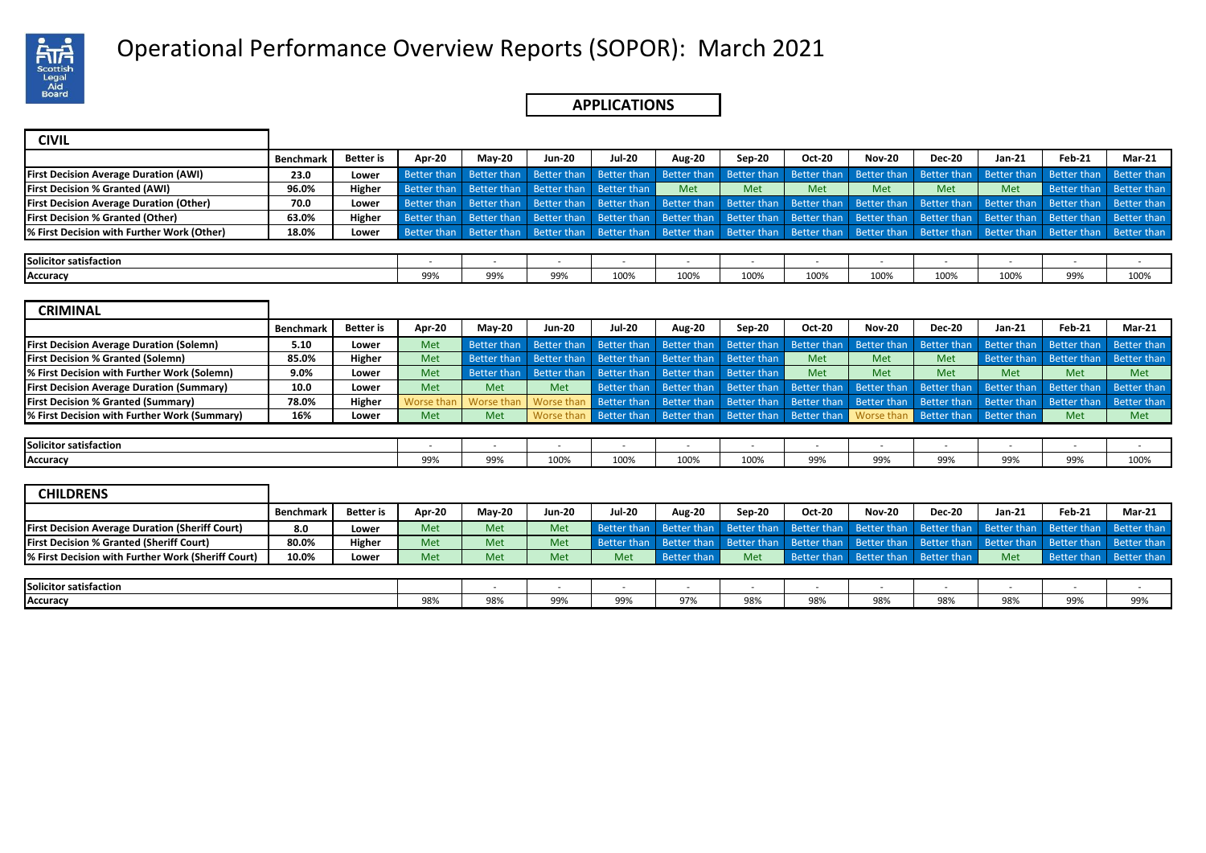# Operational Performance Overview Reports (SOPOR): March 2021

## APPLICATIONS

### CIVIL

| | Benchmark | Better is | Apr-20 | May-20 | Jun-20 | Jul-20 | Aug-20 | Sep-20 | Oct-20 | Nov-20 | Dec-20 | Jan-21 | Feb-21 | Mar-21 |
|---|---|---|---|---|---|---|---|---|---|---|---|---|---|---|
| **First Decision Average Duration (AWI)** | 23.0 | Lower | Better than | Better than | Better than | Better than | Better than | Better than | Better than | Better than | Better than | Better than | Better than | Better than |
| **First Decision % Granted (AWI)** | 96.0% | Higher | Better than | Better than | Better than | Better than | Met | Met | Met | Met | Met | Met | Better than | Better than |
| **First Decision Average Duration (Other)** | 70.0 | Lower | Better than | Better than | Better than | Better than | Better than | Better than | Better than | Better than | Better than | Better than | Better than | Better than |
| **First Decision % Granted (Other)** | 63.0% | Higher | Better than | Better than | Better than | Better than | Better than | Better than | Better than | Better than | Better than | Better than | Better than | Better than |
| **% First Decision with Further Work (Other)** | 18.0% | Lower | Better than | Better than | Better than | Better than | Better than | Better than | Better than | Better than | Better than | Better than | Better than | Better than |

| | Apr-20 | May-20 | Jun-20 | Jul-20 | Aug-20 | Sep-20 | Oct-20 | Nov-20 | Dec-20 | Jan-21 | Feb-21 | Mar-21 |
|---|---|---|---|---|---|---|---|---|---|---|---|---|
| **Solicitor satisfaction** | - | - | - | - | - | - | - | - | - | - | - | - |
| **Accuracy** | 99% | 99% | 99% | 100% | 100% | 100% | 100% | 100% | 100% | 100% | 99% | 100% |

### CRIMINAL

| | Benchmark | Better is | Apr-20 | May-20 | Jun-20 | Jul-20 | Aug-20 | Sep-20 | Oct-20 | Nov-20 | Dec-20 | Jan-21 | Feb-21 | Mar-21 |
|---|---|---|---|---|---|---|---|---|---|---|---|---|---|---|
| **First Decision Average Duration (Solemn)** | 5.10 | Lower | Met | Better than | Better than | Better than | Better than | Better than | Better than | Better than | Better than | Better than | Better than | Better than |
| **First Decision % Granted (Solemn)** | 85.0% | Higher | Met | Better than | Better than | Better than | Better than | Better than | Met | Met | Met | Better than | Better than | Better than |
| **% First Decision with Further Work (Solemn)** | 9.0% | Lower | Met | Better than | Better than | Better than | Better than | Better than | Met | Met | Met | Met | Met | Met |
| **First Decision Average Duration (Summary)** | 10.0 | Lower | Met | Met | Met | Better than | Better than | Better than | Better than | Better than | Better than | Better than | Better than | Better than |
| **First Decision % Granted (Summary)** | 78.0% | Higher | Worse than | Worse than | Worse than | Better than | Better than | Better than | Better than | Better than | Better than | Better than | Better than | Better than |
| **% First Decision with Further Work (Summary)** | 16% | Lower | Met | Met | Worse than | Better than | Better than | Better than | Better than | Worse than | Better than | Better than | Met | Met |

| | Apr-20 | May-20 | Jun-20 | Jul-20 | Aug-20 | Sep-20 | Oct-20 | Nov-20 | Dec-20 | Jan-21 | Feb-21 | Mar-21 |
|---|---|---|---|---|---|---|---|---|---|---|---|---|
| **Solicitor satisfaction** | - | - | - | - | - | - | - | - | - | - | - | - |
| **Accuracy** | 99% | 99% | 100% | 100% | 100% | 100% | 99% | 99% | 99% | 99% | 99% | 100% |

### CHILDRENS

| | Benchmark | Better is | Apr-20 | May-20 | Jun-20 | Jul-20 | Aug-20 | Sep-20 | Oct-20 | Nov-20 | Dec-20 | Jan-21 | Feb-21 | Mar-21 |
|---|---|---|---|---|---|---|---|---|---|---|---|---|---|---|
| **First Decision Average Duration (Sheriff Court)** | 8.0 | Lower | Met | Met | Met | Better than | Better than | Better than | Better than | Better than | Better than | Better than | Better than | Better than |
| **First Decision % Granted (Sheriff Court)** | 80.0% | Higher | Met | Met | Met | Better than | Better than | Better than | Better than | Better than | Better than | Better than | Better than | Better than |
| **% First Decision with Further Work (Sheriff Court)** | 10.0% | Lower | Met | Met | Met | Met | Better than | Met | Better than | Better than | Better than | Met | Better than | Better than |

| | Apr-20 | May-20 | Jun-20 | Jul-20 | Aug-20 | Sep-20 | Oct-20 | Nov-20 | Dec-20 | Jan-21 | Feb-21 | Mar-21 |
|---|---|---|---|---|---|---|---|---|---|---|---|---|
| **Solicitor satisfaction** | | - | - | - | - | - | - | - | - | - | - | - |
| **Accuracy** | 98% | 98% | 99% | 99% | 97% | 98% | 98% | 98% | 98% | 98% | 99% | 99% |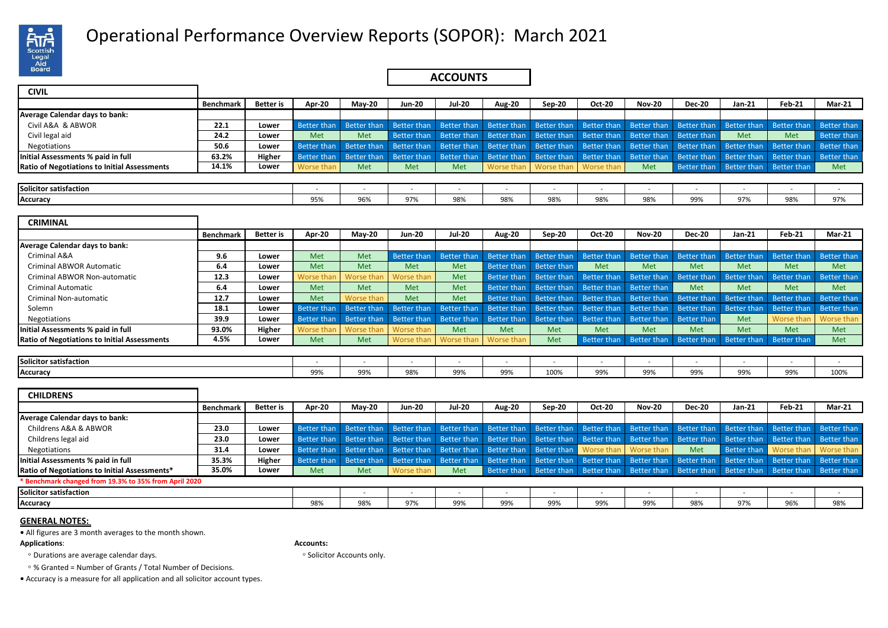Scottish Legal Aid Board

# Operational Performance Overview Reports (SOPOR): March 2021

## ACCOUNTS

### CIVIL

| | Benchmark | Better is | Apr-20 | May-20 | Jun-20 | Jul-20 | Aug-20 | Sep-20 | Oct-20 | Nov-20 | Dec-20 | Jan-21 | Feb-21 | Mar-21 |
|---|---|---|---|---|---|---|---|---|---|---|---|---|---|---|
| **Average Calendar days to bank:** | | | | | | | | | | | | | | |
| Civil A&A & ABWOR | 22.1 | Lower | Better than | Better than | Better than | Better than | Better than | Better than | Better than | Better than | Better than | Better than | Better than | Better than |
| Civil legal aid | 24.2 | Lower | Met | Met | Better than | Better than | Better than | Better than | Better than | Better than | Better than | Met | Met | Better than |
| Negotiations | 50.6 | Lower | Better than | Better than | Better than | Better than | Better than | Better than | Better than | Better than | Better than | Better than | Better than | Better than |
| **Initial Assessments % paid in full** | 63.2% | Higher | Better than | Better than | Better than | Better than | Better than | Better than | Better than | Better than | Better than | Better than | Better than | Better than |
| **Ratio of Negotiations to Initial Assessments** | 14.1% | Lower | Worse than | Met | Met | Met | Worse than | Worse than | Worse than | Met | Better than | Better than | Better than | Met |
| **Solicitor satisfaction** | | | - | - | - | - | - | - | - | - | - | - | - | - |
| **Accuracy** | | | 95% | 96% | 97% | 98% | 98% | 98% | 98% | 98% | 99% | 97% | 98% | 97% |

### CRIMINAL

| | Benchmark | Better is | Apr-20 | May-20 | Jun-20 | Jul-20 | Aug-20 | Sep-20 | Oct-20 | Nov-20 | Dec-20 | Jan-21 | Feb-21 | Mar-21 |
|---|---|---|---|---|---|---|---|---|---|---|---|---|---|---|
| **Average Calendar days to bank:** | | | | | | | | | | | | | | |
| Criminal A&A | 9.6 | Lower | Met | Met | Better than | Better than | Better than | Better than | Better than | Better than | Better than | Better than | Better than | Better than |
| Criminal ABWOR Automatic | 6.4 | Lower | Met | Met | Met | Met | Better than | Better than | Met | Met | Met | Met | Met | Met |
| Criminal ABWOR Non-automatic | 12.3 | Lower | Worse than | Worse than | Worse than | Met | Better than | Better than | Better than | Better than | Better than | Better than | Better than | Better than |
| Criminal Automatic | 6.4 | Lower | Met | Met | Met | Met | Better than | Better than | Better than | Better than | Met | Met | Met | Met |
| Criminal Non-automatic | 12.7 | Lower | Met | Worse than | Met | Met | Better than | Better than | Better than | Better than | Better than | Better than | Better than | Better than |
| Solemn | 18.1 | Lower | Better than | Better than | Better than | Better than | Better than | Better than | Better than | Better than | Better than | Better than | Better than | Better than |
| Negotiations | 39.9 | Lower | Better than | Better than | Better than | Better than | Better than | Better than | Better than | Better than | Better than | Met | Worse than | Worse than |
| **Initial Assessments % paid in full** | 93.0% | Higher | Worse than | Worse than | Worse than | Met | Met | Met | Met | Met | Met | Met | Met | Met |
| **Ratio of Negotiations to Initial Assessments** | 4.5% | Lower | Met | Met | Worse than | Worse than | Worse than | Met | Better than | Better than | Better than | Better than | Better than | Met |
| **Solicitor satisfaction** | | | - | - | - | - | - | - | - | - | - | - | - | - |
| **Accuracy** | | | 99% | 99% | 98% | 99% | 99% | 100% | 99% | 99% | 99% | 99% | 99% | 100% |

### CHILDRENS

| | Benchmark | Better is | Apr-20 | May-20 | Jun-20 | Jul-20 | Aug-20 | Sep-20 | Oct-20 | Nov-20 | Dec-20 | Jan-21 | Feb-21 | Mar-21 |
|---|---|---|---|---|---|---|---|---|---|---|---|---|---|---|
| **Average Calendar days to bank:** | | | | | | | | | | | | | | |
| Childrens A&A & ABWOR | 23.0 | Lower | Better than | Better than | Better than | Better than | Better than | Better than | Better than | Better than | Better than | Better than | Better than | Better than |
| Childrens legal aid | 23.0 | Lower | Better than | Better than | Better than | Better than | Better than | Better than | Better than | Better than | Better than | Better than | Better than | Better than |
| Negotiations | 31.4 | Lower | Better than | Better than | Better than | Better than | Better than | Better than | Worse than | Worse than | Met | Better than | Worse than | Worse than |
| **Initial Assessments % paid in full** | 35.3% | Higher | Better than | Better than | Better than | Better than | Better than | Better than | Better than | Better than | Better than | Better than | Better than | Better than |
| **Ratio of Negotiations to Initial Assessments*** | 35.0% | Lower | Met | Met | Worse than | Met | Better than | Better than | Better than | Better than | Better than | Better than | Better than | Better than |
| **Solicitor satisfaction** | | | | - | - | - | - | - | - | - | - | - | - | - |
| **Accuracy** | | | 98% | 98% | 97% | 99% | 99% | 99% | 99% | 99% | 98% | 97% | 96% | 98% |

* Benchmark changed from 19.3% to 35% from April 2020

**GENERAL NOTES:**

- All figures are 3 month averages to the month shown.

**Applications**:

- Durations are average calendar days.
- % Granted = Number of Grants / Total Number of Decisions.

**Accounts:**

- Solicitor Accounts only.

- Accuracy is a measure for all application and all solicitor account types.